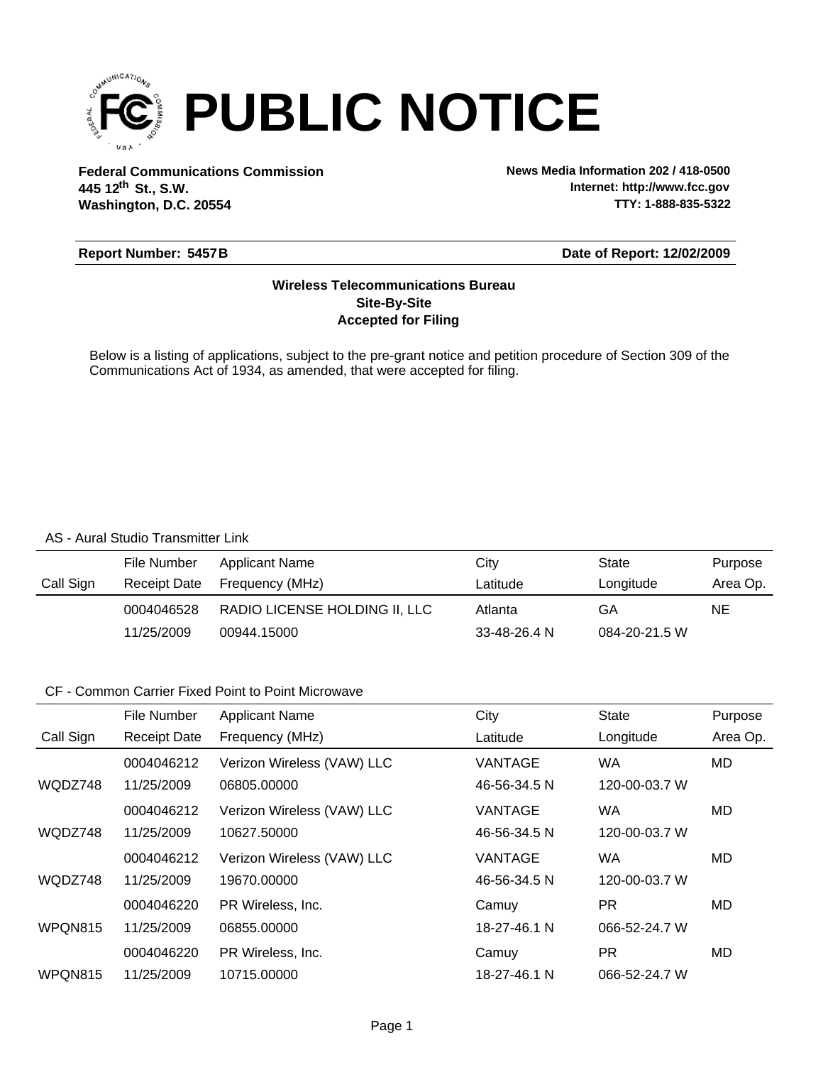# PUBLIC NOTICE

**Federal Communications Commission**
**445 12th St., S.W.**
**Washington, D.C. 20554**

**News Media Information 202 / 418-0500**
**Internet: http://www.fcc.gov**
**TTY: 1-888-835-5322**

**Report Number: 5457B** **Date of Report: 12/02/2009**

**Wireless Telecommunications Bureau**
**Site-By-Site**
**Accepted for Filing**

Below is a listing of applications, subject to the pre-grant notice and petition procedure of Section 309 of the Communications Act of 1934, as amended, that were accepted for filing.

AS - Aural Studio Transmitter Link

| Call Sign | File Number / Receipt Date | Applicant Name / Frequency (MHz) | City / Latitude | State / Longitude | Purpose / Area Op. |
|---|---|---|---|---|---|
| | 0004046528 / 11/25/2009 | RADIO LICENSE HOLDING II, LLC / 00944.15000 | Atlanta / 33-48-26.4 N | GA / 084-20-21.5 W | NE |

CF - Common Carrier Fixed Point to Point Microwave

| Call Sign | File Number / Receipt Date | Applicant Name / Frequency (MHz) | City / Latitude | State / Longitude | Purpose / Area Op. |
|---|---|---|---|---|---|
| WQDZ748 | 0004046212 / 11/25/2009 | Verizon Wireless (VAW) LLC / 06805.00000 | VANTAGE / 46-56-34.5 N | WA / 120-00-03.7 W | MD |
| WQDZ748 | 0004046212 / 11/25/2009 | Verizon Wireless (VAW) LLC / 10627.50000 | VANTAGE / 46-56-34.5 N | WA / 120-00-03.7 W | MD |
| WQDZ748 | 0004046212 / 11/25/2009 | Verizon Wireless (VAW) LLC / 19670.00000 | VANTAGE / 46-56-34.5 N | WA / 120-00-03.7 W | MD |
| WPQN815 | 0004046220 / 11/25/2009 | PR Wireless, Inc. / 06855.00000 | Camuy / 18-27-46.1 N | PR / 066-52-24.7 W | MD |
| WPQN815 | 0004046220 / 11/25/2009 | PR Wireless, Inc. / 10715.00000 | Camuy / 18-27-46.1 N | PR / 066-52-24.7 W | MD |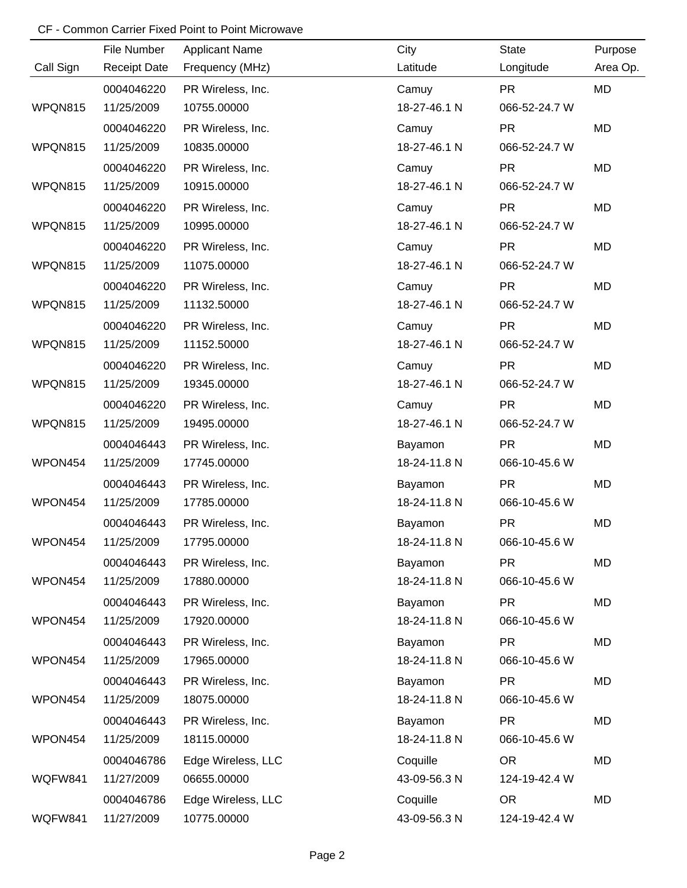CF - Common Carrier Fixed Point to Point Microwave

| Call Sign | File Number<br>Receipt Date | Applicant Name<br>Frequency (MHz) | City<br>Latitude | State<br>Longitude | Purpose<br>Area Op. |
|---|---|---|---|---|---|
| WPQN815 | 0004046220<br>11/25/2009 | PR Wireless, Inc.<br>10755.00000 | Camuy<br>18-27-46.1 N | PR<br>066-52-24.7 W | MD |
| WPQN815 | 0004046220<br>11/25/2009 | PR Wireless, Inc.<br>10835.00000 | Camuy<br>18-27-46.1 N | PR<br>066-52-24.7 W | MD |
| WPQN815 | 0004046220<br>11/25/2009 | PR Wireless, Inc.<br>10915.00000 | Camuy<br>18-27-46.1 N | PR<br>066-52-24.7 W | MD |
| WPQN815 | 0004046220<br>11/25/2009 | PR Wireless, Inc.<br>10995.00000 | Camuy<br>18-27-46.1 N | PR<br>066-52-24.7 W | MD |
| WPQN815 | 0004046220<br>11/25/2009 | PR Wireless, Inc.<br>11075.00000 | Camuy<br>18-27-46.1 N | PR<br>066-52-24.7 W | MD |
| WPQN815 | 0004046220<br>11/25/2009 | PR Wireless, Inc.<br>11132.50000 | Camuy<br>18-27-46.1 N | PR<br>066-52-24.7 W | MD |
| WPQN815 | 0004046220<br>11/25/2009 | PR Wireless, Inc.<br>11152.50000 | Camuy<br>18-27-46.1 N | PR<br>066-52-24.7 W | MD |
| WPQN815 | 0004046220<br>11/25/2009 | PR Wireless, Inc.<br>19345.00000 | Camuy<br>18-27-46.1 N | PR<br>066-52-24.7 W | MD |
| WPQN815 | 0004046220<br>11/25/2009 | PR Wireless, Inc.<br>19495.00000 | Camuy<br>18-27-46.1 N | PR<br>066-52-24.7 W | MD |
| WPON454 | 0004046443<br>11/25/2009 | PR Wireless, Inc.<br>17745.00000 | Bayamon<br>18-24-11.8 N | PR<br>066-10-45.6 W | MD |
| WPON454 | 0004046443<br>11/25/2009 | PR Wireless, Inc.<br>17785.00000 | Bayamon<br>18-24-11.8 N | PR<br>066-10-45.6 W | MD |
| WPON454 | 0004046443<br>11/25/2009 | PR Wireless, Inc.<br>17795.00000 | Bayamon<br>18-24-11.8 N | PR<br>066-10-45.6 W | MD |
| WPON454 | 0004046443<br>11/25/2009 | PR Wireless, Inc.<br>17880.00000 | Bayamon<br>18-24-11.8 N | PR<br>066-10-45.6 W | MD |
| WPON454 | 0004046443<br>11/25/2009 | PR Wireless, Inc.<br>17920.00000 | Bayamon<br>18-24-11.8 N | PR<br>066-10-45.6 W | MD |
| WPON454 | 0004046443<br>11/25/2009 | PR Wireless, Inc.<br>17965.00000 | Bayamon<br>18-24-11.8 N | PR<br>066-10-45.6 W | MD |
| WPON454 | 0004046443<br>11/25/2009 | PR Wireless, Inc.<br>18075.00000 | Bayamon<br>18-24-11.8 N | PR<br>066-10-45.6 W | MD |
| WPON454 | 0004046443<br>11/25/2009 | PR Wireless, Inc.<br>18115.00000 | Bayamon<br>18-24-11.8 N | PR<br>066-10-45.6 W | MD |
| WQFW841 | 0004046786<br>11/27/2009 | Edge Wireless, LLC<br>06655.00000 | Coquille<br>43-09-56.3 N | OR<br>124-19-42.4 W | MD |
| WQFW841 | 0004046786<br>11/27/2009 | Edge Wireless, LLC<br>10775.00000 | Coquille<br>43-09-56.3 N | OR<br>124-19-42.4 W | MD |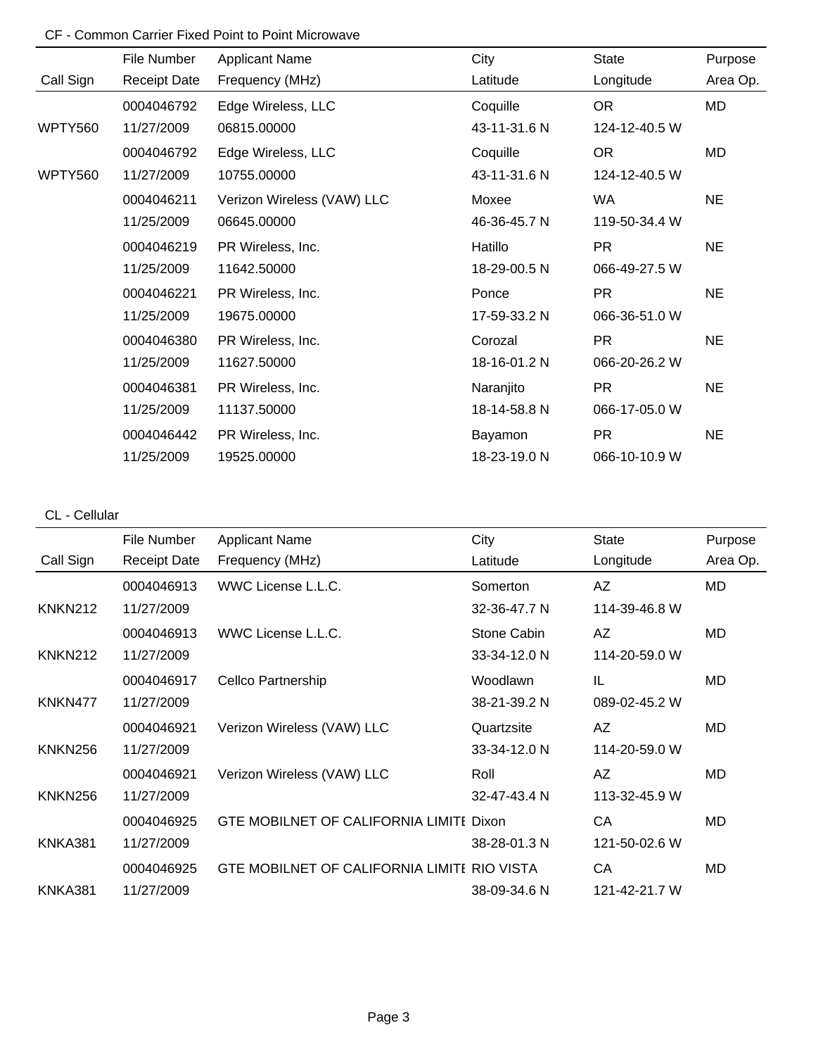## CF - Common Carrier Fixed Point to Point Microwave

| Call Sign | File Number / Receipt Date | Applicant Name / Frequency (MHz) | City / Latitude | State / Longitude | Purpose / Area Op. |
|---|---|---|---|---|---|
| | 0004046792 | Edge Wireless, LLC | Coquille | OR | MD |
| WPTY560 | 11/27/2009 | 06815.00000 | 43-11-31.6 N | 124-12-40.5 W | |
| | 0004046792 | Edge Wireless, LLC | Coquille | OR | MD |
| WPTY560 | 11/27/2009 | 10755.00000 | 43-11-31.6 N | 124-12-40.5 W | |
| | 0004046211 | Verizon Wireless (VAW) LLC | Moxee | WA | NE |
| | 11/25/2009 | 06645.00000 | 46-36-45.7 N | 119-50-34.4 W | |
| | 0004046219 | PR Wireless, Inc. | Hatillo | PR | NE |
| | 11/25/2009 | 11642.50000 | 18-29-00.5 N | 066-49-27.5 W | |
| | 0004046221 | PR Wireless, Inc. | Ponce | PR | NE |
| | 11/25/2009 | 19675.00000 | 17-59-33.2 N | 066-36-51.0 W | |
| | 0004046380 | PR Wireless, Inc. | Corozal | PR | NE |
| | 11/25/2009 | 11627.50000 | 18-16-01.2 N | 066-20-26.2 W | |
| | 0004046381 | PR Wireless, Inc. | Naranjito | PR | NE |
| | 11/25/2009 | 11137.50000 | 18-14-58.8 N | 066-17-05.0 W | |
| | 0004046442 | PR Wireless, Inc. | Bayamon | PR | NE |
| | 11/25/2009 | 19525.00000 | 18-23-19.0 N | 066-10-10.9 W | |

## CL - Cellular

| Call Sign | File Number / Receipt Date | Applicant Name / Frequency (MHz) | City / Latitude | State / Longitude | Purpose / Area Op. |
|---|---|---|---|---|---|
| | 0004046913 | WWC License L.L.C. | Somerton | AZ | MD |
| KNKN212 | 11/27/2009 | | 32-36-47.7 N | 114-39-46.8 W | |
| | 0004046913 | WWC License L.L.C. | Stone Cabin | AZ | MD |
| KNKN212 | 11/27/2009 | | 33-34-12.0 N | 114-20-59.0 W | |
| | 0004046917 | Cellco Partnership | Woodlawn | IL | MD |
| KNKN477 | 11/27/2009 | | 38-21-39.2 N | 089-02-45.2 W | |
| | 0004046921 | Verizon Wireless (VAW) LLC | Quartzsite | AZ | MD |
| KNKN256 | 11/27/2009 | | 33-34-12.0 N | 114-20-59.0 W | |
| | 0004046921 | Verizon Wireless (VAW) LLC | Roll | AZ | MD |
| KNKN256 | 11/27/2009 | | 32-47-43.4 N | 113-32-45.9 W | |
| | 0004046925 | GTE MOBILNET OF CALIFORNIA LIMITE | Dixon | CA | MD |
| KNKA381 | 11/27/2009 | | 38-28-01.3 N | 121-50-02.6 W | |
| | 0004046925 | GTE MOBILNET OF CALIFORNIA LIMITE | RIO VISTA | CA | MD |
| KNKA381 | 11/27/2009 | | 38-09-34.6 N | 121-42-21.7 W | |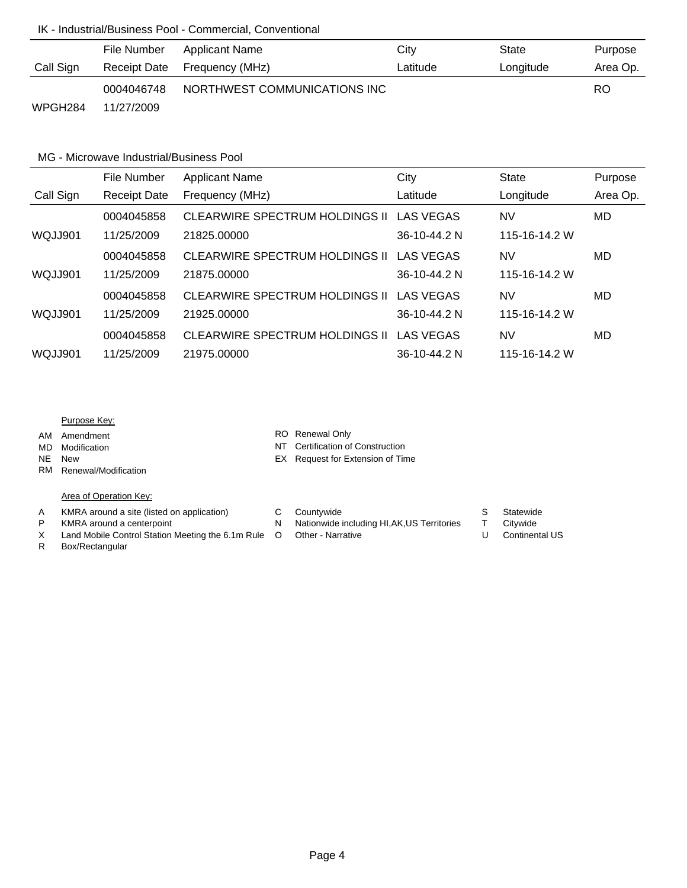## IK - Industrial/Business Pool - Commercial, Conventional

| Call Sign | File Number / Receipt Date | Applicant Name / Frequency (MHz) | City / Latitude | State / Longitude | Purpose / Area Op. |
|---|---|---|---|---|---|
| | 0004046748 | NORTHWEST COMMUNICATIONS INC | | | RO |
| WPGH284 | 11/27/2009 | | | | |

## MG - Microwave Industrial/Business Pool

| Call Sign | File Number / Receipt Date | Applicant Name / Frequency (MHz) | City / Latitude | State / Longitude | Purpose / Area Op. |
|---|---|---|---|---|---|
| | 0004045858 | CLEARWIRE SPECTRUM HOLDINGS II | LAS VEGAS | NV | MD |
| WQJJ901 | 11/25/2009 | 21825.00000 | 36-10-44.2 N | 115-16-14.2 W | |
| | 0004045858 | CLEARWIRE SPECTRUM HOLDINGS II | LAS VEGAS | NV | MD |
| WQJJ901 | 11/25/2009 | 21875.00000 | 36-10-44.2 N | 115-16-14.2 W | |
| | 0004045858 | CLEARWIRE SPECTRUM HOLDINGS II | LAS VEGAS | NV | MD |
| WQJJ901 | 11/25/2009 | 21925.00000 | 36-10-44.2 N | 115-16-14.2 W | |
| | 0004045858 | CLEARWIRE SPECTRUM HOLDINGS II | LAS VEGAS | NV | MD |
| WQJJ901 | 11/25/2009 | 21975.00000 | 36-10-44.2 N | 115-16-14.2 W | |

Purpose Key:

- AM Amendment
- MD Modification
- NE New
- RM Renewal/Modification
- RO Renewal Only
- NT Certification of Construction
- EX Request for Extension of Time

Area of Operation Key:

- A KMRA around a site (listed on application)
- P KMRA around a centerpoint
- X Land Mobile Control Station Meeting the 6.1m Rule
- R Box/Rectangular
- C Countywide
- N Nationwide including HI,AK,US Territories
- O Other - Narrative
- S Statewide
- T Citywide
- U Continental US